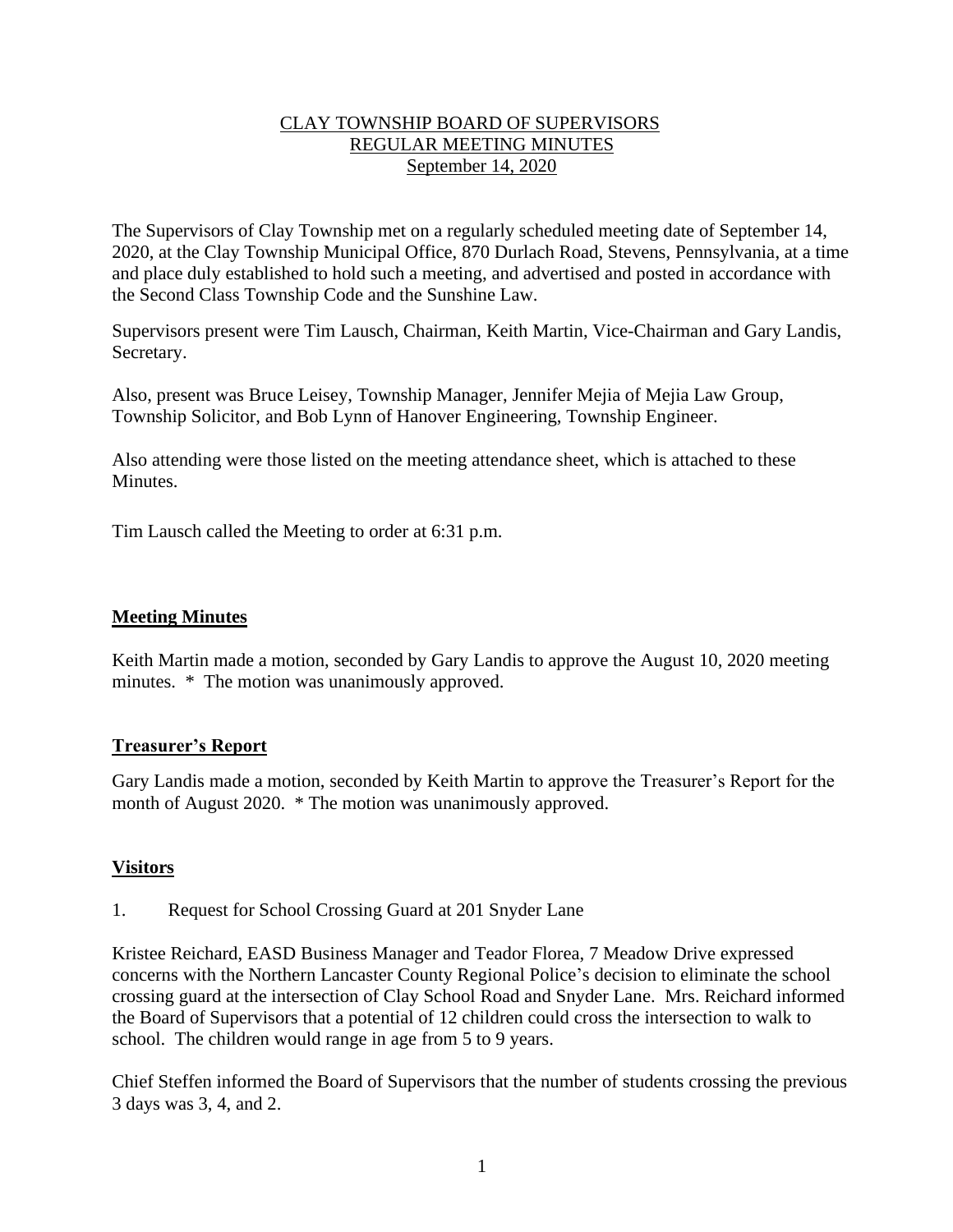# CLAY TOWNSHIP BOARD OF SUPERVISORS
## REGULAR MEETING MINUTES
### September 14, 2020

The Supervisors of Clay Township met on a regularly scheduled meeting date of September 14, 2020, at the Clay Township Municipal Office, 870 Durlach Road, Stevens, Pennsylvania, at a time and place duly established to hold such a meeting, and advertised and posted in accordance with the Second Class Township Code and the Sunshine Law.

Supervisors present were Tim Lausch, Chairman, Keith Martin, Vice-Chairman and Gary Landis, Secretary.

Also, present was Bruce Leisey, Township Manager, Jennifer Mejia of Mejia Law Group, Township Solicitor, and Bob Lynn of Hanover Engineering, Township Engineer.

Also attending were those listed on the meeting attendance sheet, which is attached to these Minutes.

Tim Lausch called the Meeting to order at 6:31 p.m.

## Meeting Minutes

Keith Martin made a motion, seconded by Gary Landis to approve the August 10, 2020 meeting minutes. * The motion was unanimously approved.

## Treasurer's Report

Gary Landis made a motion, seconded by Keith Martin to approve the Treasurer's Report for the month of August 2020. * The motion was unanimously approved.

## Visitors

1. Request for School Crossing Guard at 201 Snyder Lane

Kristee Reichard, EASD Business Manager and Teador Florea, 7 Meadow Drive expressed concerns with the Northern Lancaster County Regional Police's decision to eliminate the school crossing guard at the intersection of Clay School Road and Snyder Lane. Mrs. Reichard informed the Board of Supervisors that a potential of 12 children could cross the intersection to walk to school. The children would range in age from 5 to 9 years.

Chief Steffen informed the Board of Supervisors that the number of students crossing the previous 3 days was 3, 4, and 2.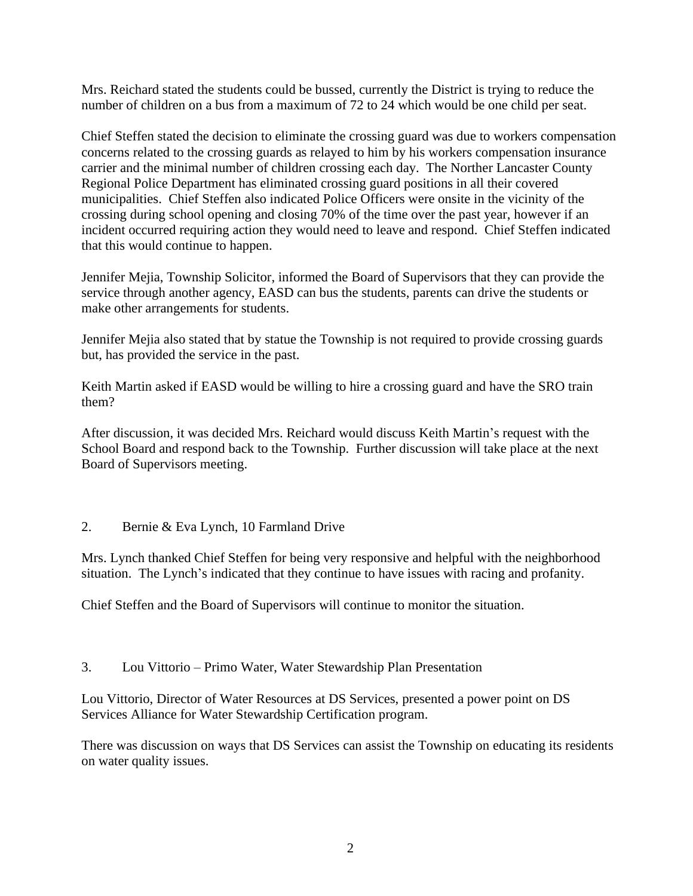Mrs. Reichard stated the students could be bussed, currently the District is trying to reduce the number of children on a bus from a maximum of 72 to 24 which would be one child per seat.

Chief Steffen stated the decision to eliminate the crossing guard was due to workers compensation concerns related to the crossing guards as relayed to him by his workers compensation insurance carrier and the minimal number of children crossing each day. The Norther Lancaster County Regional Police Department has eliminated crossing guard positions in all their covered municipalities. Chief Steffen also indicated Police Officers were onsite in the vicinity of the crossing during school opening and closing 70% of the time over the past year, however if an incident occurred requiring action they would need to leave and respond. Chief Steffen indicated that this would continue to happen.

Jennifer Mejia, Township Solicitor, informed the Board of Supervisors that they can provide the service through another agency, EASD can bus the students, parents can drive the students or make other arrangements for students.

Jennifer Mejia also stated that by statue the Township is not required to provide crossing guards but, has provided the service in the past.

Keith Martin asked if EASD would be willing to hire a crossing guard and have the SRO train them?

After discussion, it was decided Mrs. Reichard would discuss Keith Martin's request with the School Board and respond back to the Township. Further discussion will take place at the next Board of Supervisors meeting.

2. Bernie & Eva Lynch, 10 Farmland Drive

Mrs. Lynch thanked Chief Steffen for being very responsive and helpful with the neighborhood situation. The Lynch's indicated that they continue to have issues with racing and profanity.

Chief Steffen and the Board of Supervisors will continue to monitor the situation.

3. Lou Vittorio – Primo Water, Water Stewardship Plan Presentation

Lou Vittorio, Director of Water Resources at DS Services, presented a power point on DS Services Alliance for Water Stewardship Certification program.

There was discussion on ways that DS Services can assist the Township on educating its residents on water quality issues.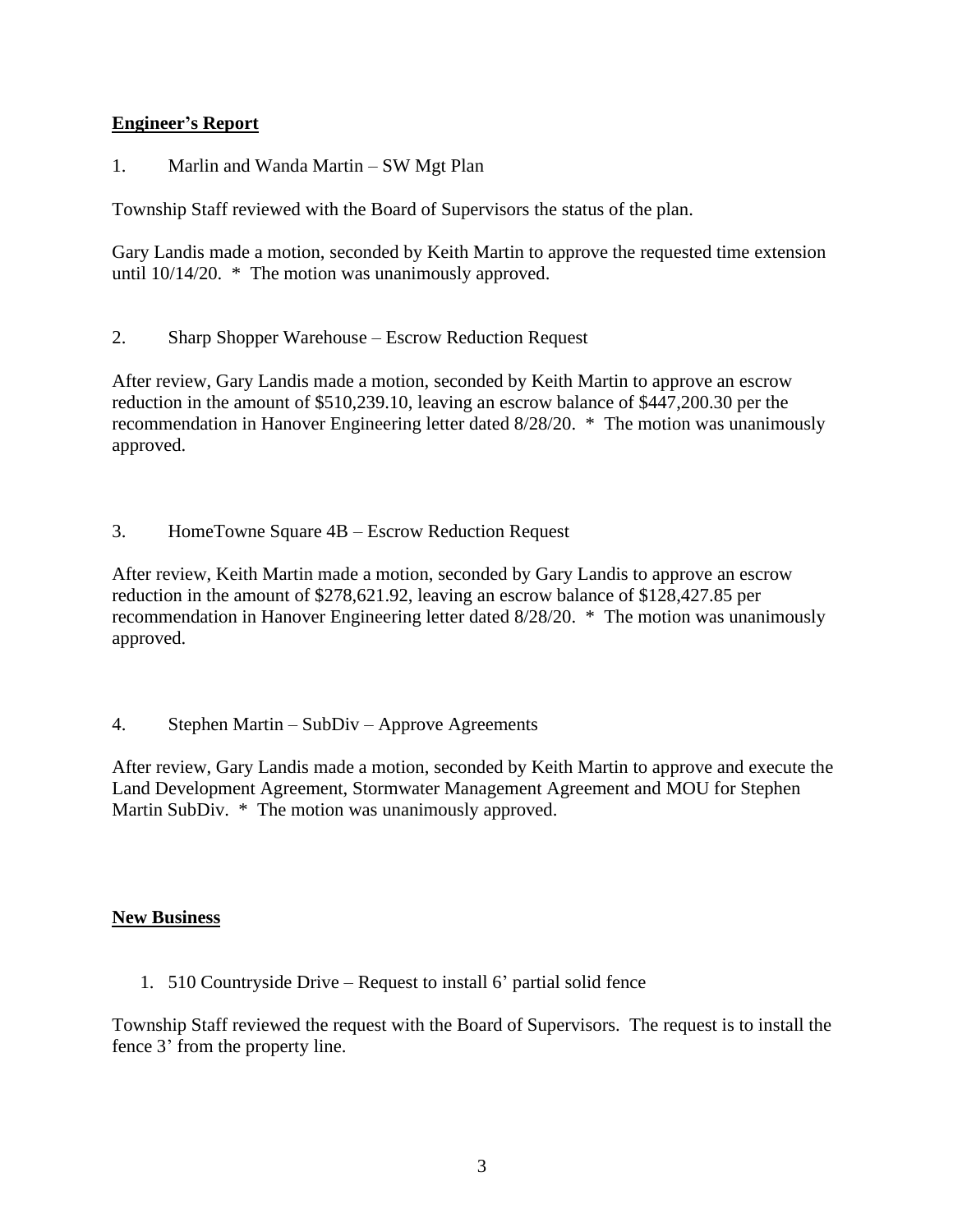## Engineer's Report

1. Marlin and Wanda Martin – SW Mgt Plan

Township Staff reviewed with the Board of Supervisors the status of the plan.

Gary Landis made a motion, seconded by Keith Martin to approve the requested time extension until 10/14/20. * The motion was unanimously approved.

2. Sharp Shopper Warehouse – Escrow Reduction Request

After review, Gary Landis made a motion, seconded by Keith Martin to approve an escrow reduction in the amount of $510,239.10, leaving an escrow balance of $447,200.30 per the recommendation in Hanover Engineering letter dated 8/28/20. * The motion was unanimously approved.

3. HomeTowne Square 4B – Escrow Reduction Request

After review, Keith Martin made a motion, seconded by Gary Landis to approve an escrow reduction in the amount of $278,621.92, leaving an escrow balance of $128,427.85 per recommendation in Hanover Engineering letter dated 8/28/20. * The motion was unanimously approved.

4. Stephen Martin – SubDiv – Approve Agreements

After review, Gary Landis made a motion, seconded by Keith Martin to approve and execute the Land Development Agreement, Stormwater Management Agreement and MOU for Stephen Martin SubDiv. * The motion was unanimously approved.

## New Business

1. 510 Countryside Drive – Request to install 6' partial solid fence

Township Staff reviewed the request with the Board of Supervisors. The request is to install the fence 3' from the property line.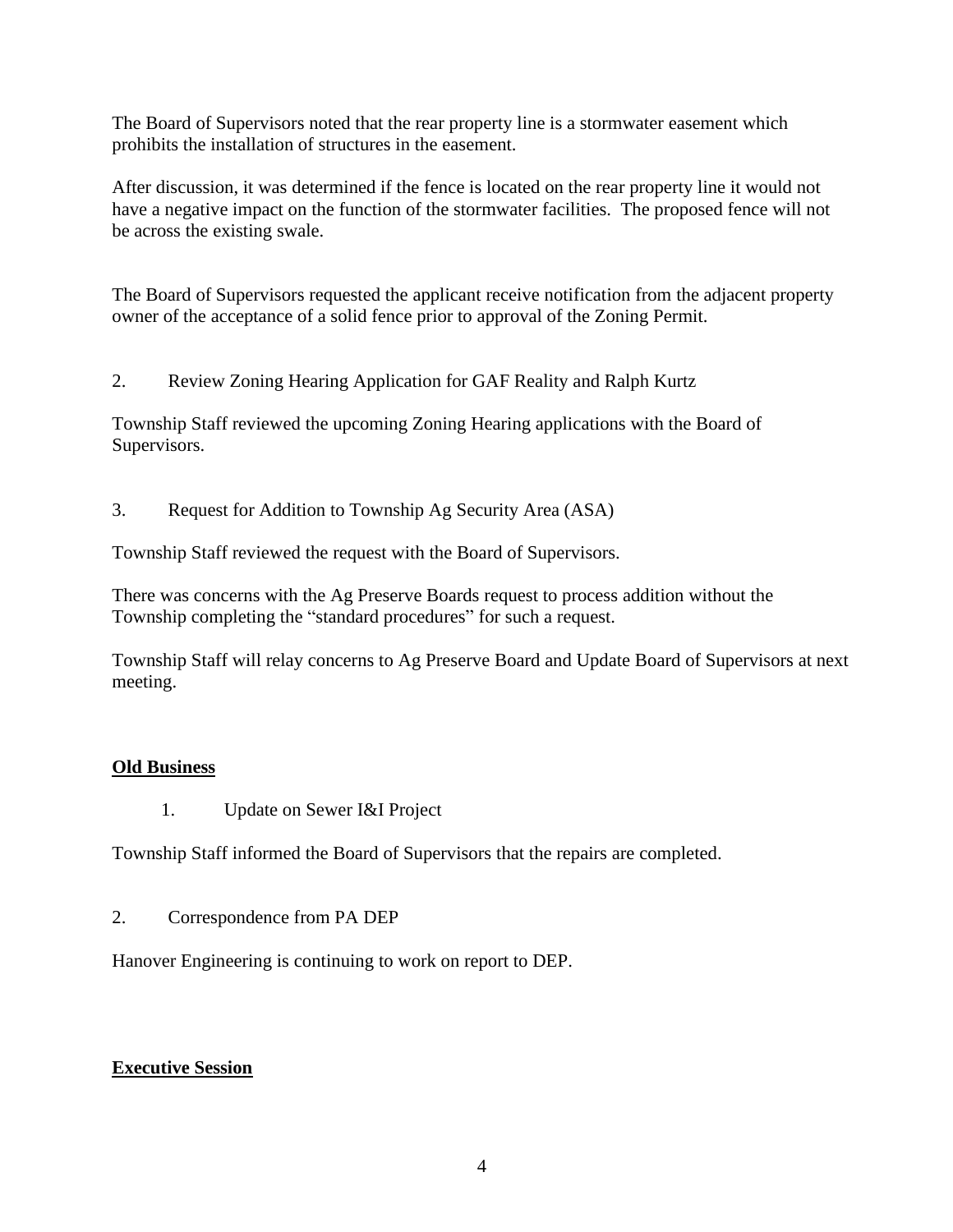The Board of Supervisors noted that the rear property line is a stormwater easement which prohibits the installation of structures in the easement.

After discussion, it was determined if the fence is located on the rear property line it would not have a negative impact on the function of the stormwater facilities. The proposed fence will not be across the existing swale.

The Board of Supervisors requested the applicant receive notification from the adjacent property owner of the acceptance of a solid fence prior to approval of the Zoning Permit.

2. Review Zoning Hearing Application for GAF Reality and Ralph Kurtz

Township Staff reviewed the upcoming Zoning Hearing applications with the Board of Supervisors.

3. Request for Addition to Township Ag Security Area (ASA)

Township Staff reviewed the request with the Board of Supervisors.

There was concerns with the Ag Preserve Boards request to process addition without the Township completing the "standard procedures" for such a request.

Township Staff will relay concerns to Ag Preserve Board and Update Board of Supervisors at next meeting.

**Old Business**

1. Update on Sewer I&I Project

Township Staff informed the Board of Supervisors that the repairs are completed.

2. Correspondence from PA DEP

Hanover Engineering is continuing to work on report to DEP.

**Executive Session**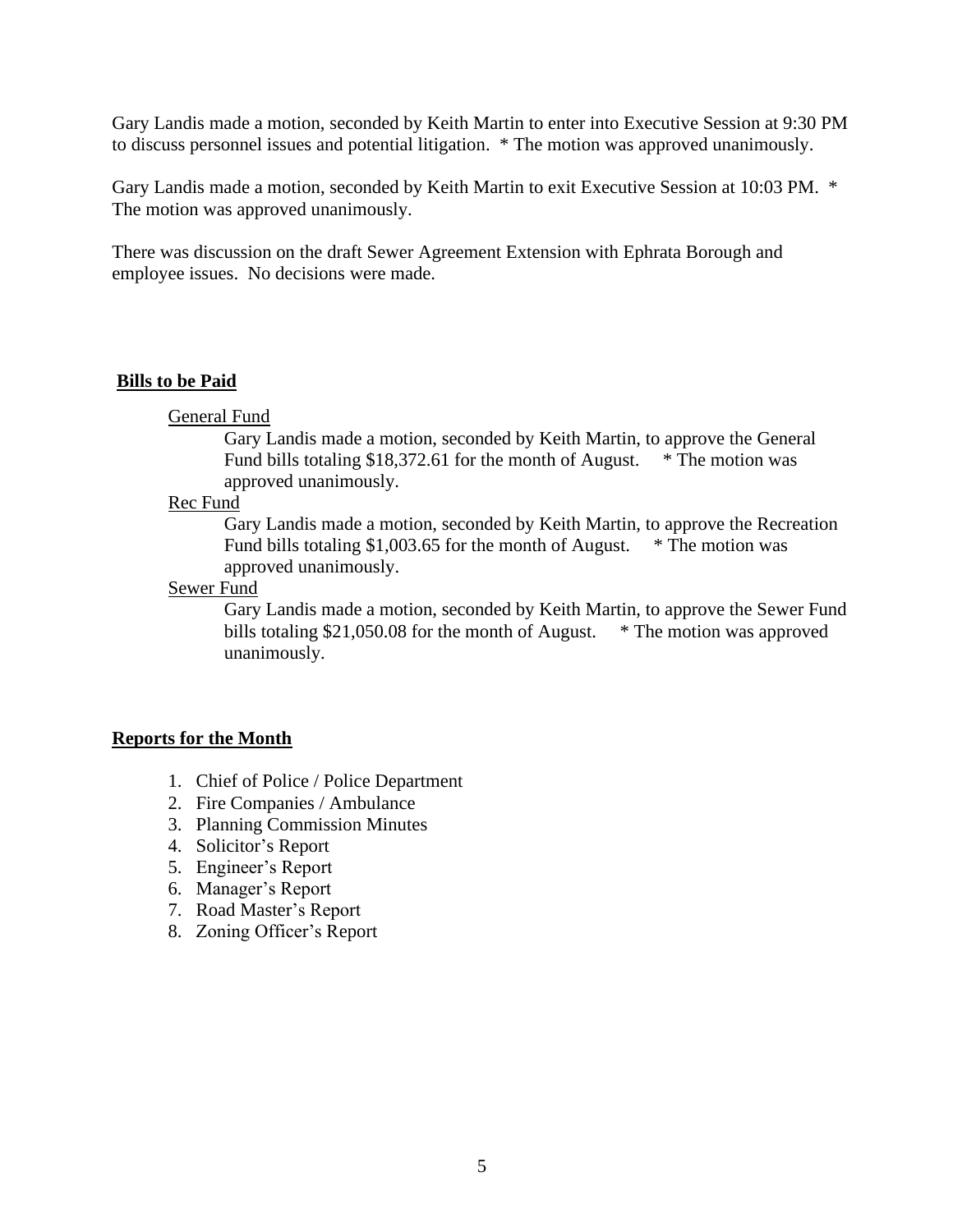Gary Landis made a motion, seconded by Keith Martin to enter into Executive Session at 9:30 PM to discuss personnel issues and potential litigation. * The motion was approved unanimously.

Gary Landis made a motion, seconded by Keith Martin to exit Executive Session at 10:03 PM. * The motion was approved unanimously.

There was discussion on the draft Sewer Agreement Extension with Ephrata Borough and employee issues. No decisions were made.

**Bills to be Paid**

General Fund

Gary Landis made a motion, seconded by Keith Martin, to approve the General Fund bills totaling $18,372.61 for the month of August. * The motion was approved unanimously.

Rec Fund

Gary Landis made a motion, seconded by Keith Martin, to approve the Recreation Fund bills totaling $1,003.65 for the month of August. * The motion was approved unanimously.

Sewer Fund

Gary Landis made a motion, seconded by Keith Martin, to approve the Sewer Fund bills totaling $21,050.08 for the month of August. * The motion was approved unanimously.

**Reports for the Month**

1. Chief of Police / Police Department
2. Fire Companies / Ambulance
3. Planning Commission Minutes
4. Solicitor's Report
5. Engineer's Report
6. Manager's Report
7. Road Master's Report
8. Zoning Officer's Report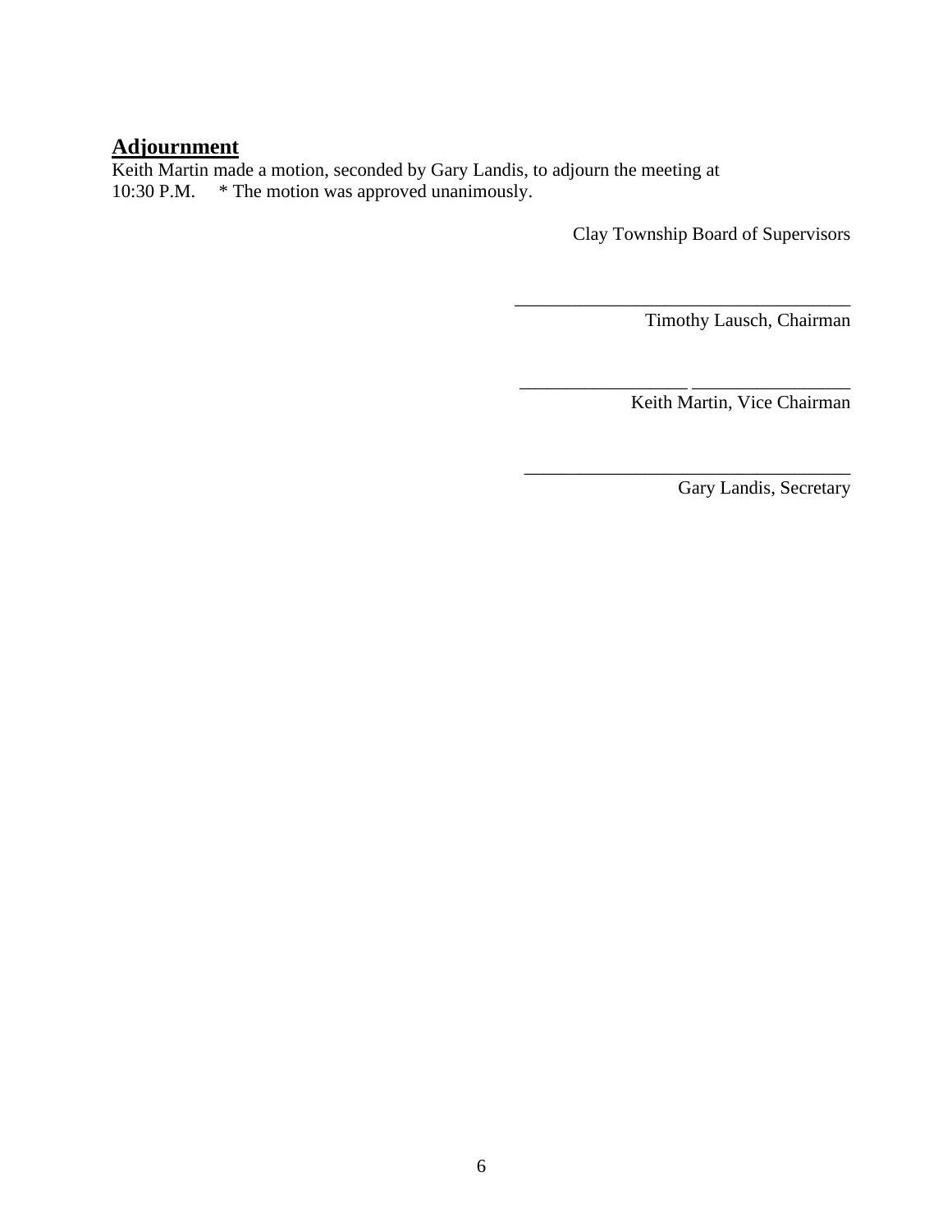## Adjournment

Keith Martin made a motion, seconded by Gary Landis, to adjourn the meeting at 10:30 P.M. * The motion was approved unanimously.

Clay Township Board of Supervisors

_____________________________________
Timothy Lausch, Chairman

__________________ ________________
Keith Martin, Vice Chairman

____________________________________
Gary Landis, Secretary